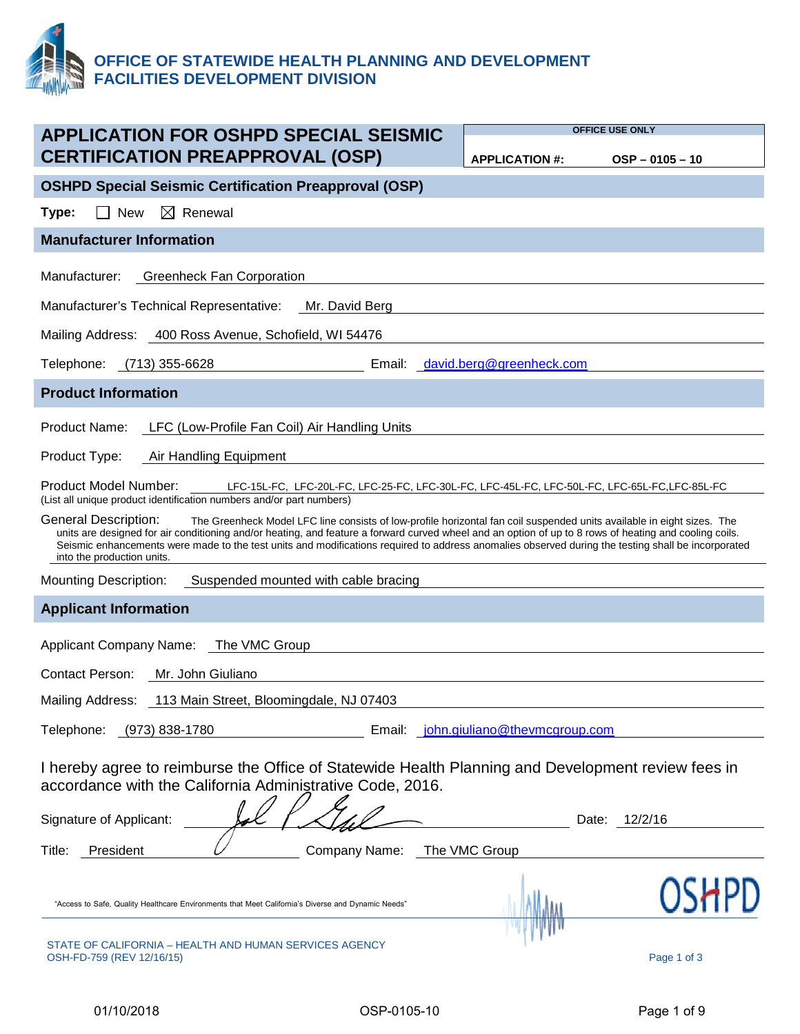**OFFICE OF STATEWIDE HEALTH PLANNING AND DEVELOPMENT**
**FACILITIES DEVELOPMENT DIVISION**

# APPLICATION FOR OSHPD SPECIAL SEISMIC CERTIFICATION PREAPPROVAL (OSP)

| OFFICE USE ONLY | |
|---|---|
| **APPLICATION #:** | **OSP – 0105 – 10** |

## OSHPD Special Seismic Certification Preapproval (OSP)

**Type:** ☐ New ☒ Renewal

## Manufacturer Information

Manufacturer: Greenheck Fan Corporation

Manufacturer's Technical Representative: Mr. David Berg

Mailing Address: 400 Ross Avenue, Schofield, WI 54476

Telephone: (713) 355-6628 Email: david.berg@greenheck.com

## Product Information

Product Name: LFC (Low-Profile Fan Coil) Air Handling Units

Product Type: Air Handling Equipment

Product Model Number: LFC-15L-FC, LFC-20L-FC, LFC-25-FC, LFC-30L-FC, LFC-45L-FC, LFC-50L-FC, LFC-65L-FC,LFC-85L-FC
(List all unique product identification numbers and/or part numbers)

General Description: The Greenheck Model LFC line consists of low-profile horizontal fan coil suspended units available in eight sizes. The units are designed for air conditioning and/or heating, and feature a forward curved wheel and an option of up to 8 rows of heating and cooling coils. Seismic enhancements were made to the test units and modifications required to address anomalies observed during the testing shall be incorporated into the production units.

Mounting Description: Suspended mounted with cable bracing

## Applicant Information

Applicant Company Name: The VMC Group

Contact Person: Mr. John Giuliano

Mailing Address: 113 Main Street, Bloomingdale, NJ 07403

Telephone: (973) 838-1780 Email: john.giuliano@thevmcgroup.com

I hereby agree to reimburse the Office of Statewide Health Planning and Development review fees in accordance with the California Administrative Code, 2016.

Signature of Applicant: [signature] Date: 12/2/16

Title: President Company Name: The VMC Group

"Access to Safe, Quality Healthcare Environments that Meet California's Diverse and Dynamic Needs"

STATE OF CALIFORNIA – HEALTH AND HUMAN SERVICES AGENCY
OSH-FD-759 (REV 12/16/15)

01/10/2018 OSP-0105-10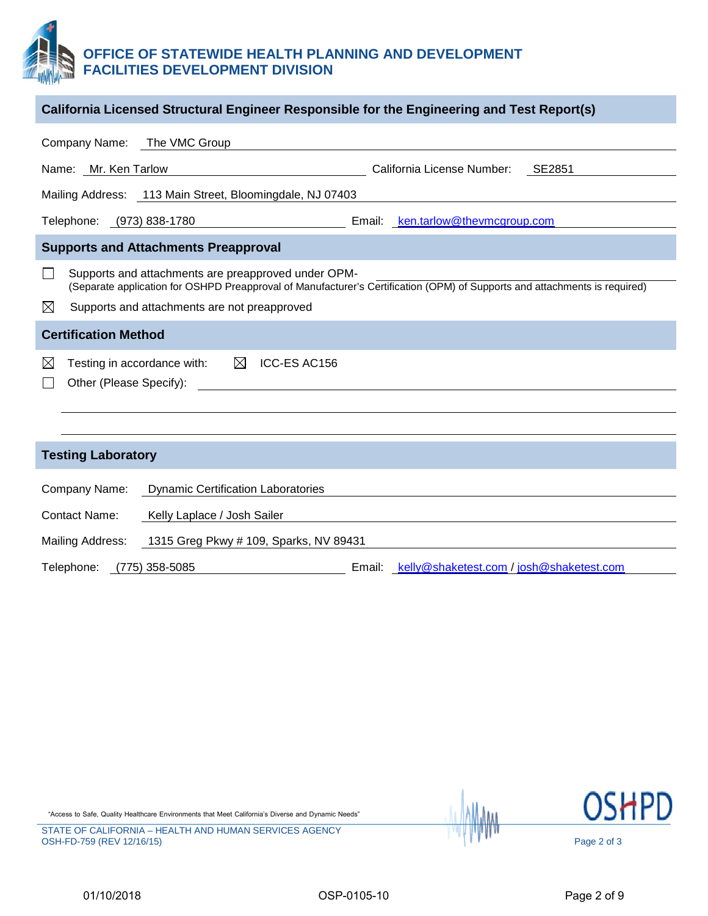# OFFICE OF STATEWIDE HEALTH PLANNING AND DEVELOPMENT
# FACILITIES DEVELOPMENT DIVISION

## California Licensed Structural Engineer Responsible for the Engineering and Test Report(s)

Company Name: The VMC Group

Name: Mr. Ken Tarlow California License Number: SE2851

Mailing Address: 113 Main Street, Bloomingdale, NJ 07403

Telephone: (973) 838-1780 Email: ken.tarlow@thevmcgroup.com

## Supports and Attachments Preapproval

☐ Supports and attachments are preapproved under OPM-
(Separate application for OSHPD Preapproval of Manufacturer's Certification (OPM) of Supports and attachments is required)

☒ Supports and attachments are not preapproved

## Certification Method

☒ Testing in accordance with: ☒ ICC-ES AC156

☐ Other (Please Specify):

## Testing Laboratory

Company Name: Dynamic Certification Laboratories

Contact Name: Kelly Laplace / Josh Sailer

Mailing Address: 1315 Greg Pkwy # 109, Sparks, NV 89431

Telephone: (775) 358-5085 Email: kelly@shaketest.com / josh@shaketest.com

"Access to Safe, Quality Healthcare Environments that Meet California's Diverse and Dynamic Needs"

STATE OF CALIFORNIA – HEALTH AND HUMAN SERVICES AGENCY
OSH-FD-759 (REV 12/16/15)

01/10/2018 OSP-0105-10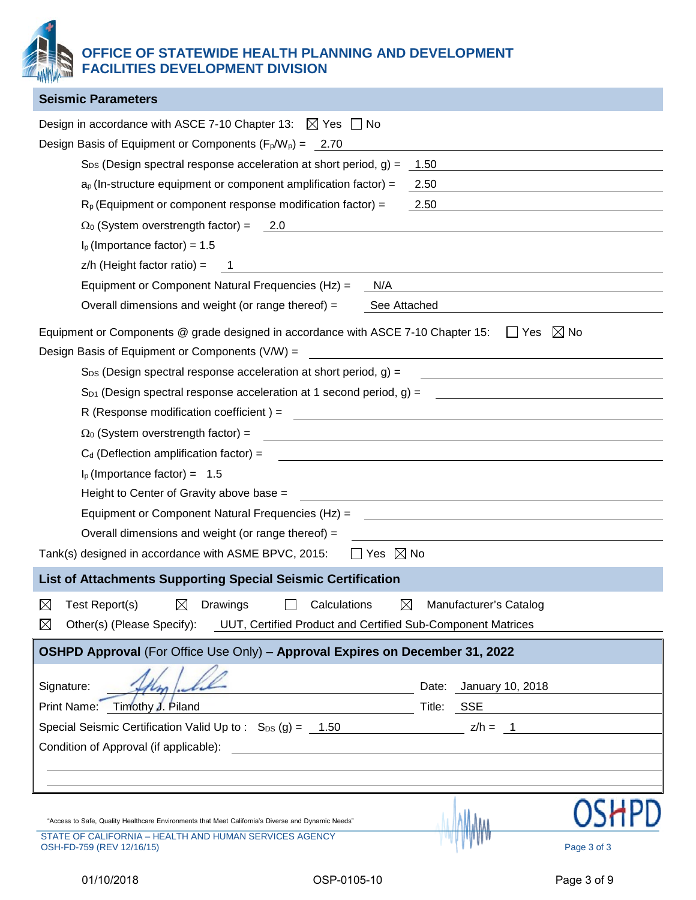# OFFICE OF STATEWIDE HEALTH PLANNING AND DEVELOPMENT
# FACILITIES DEVELOPMENT DIVISION

## Seismic Parameters

Design in accordance with ASCE 7-10 Chapter 13: ☒ Yes ☐ No

Design Basis of Equipment or Components ($F_p/W_p$) = 2.70

- $S_{DS}$ (Design spectral response acceleration at short period, g) = 1.50
- $a_p$ (In-structure equipment or component amplification factor) = 2.50
- $R_p$ (Equipment or component response modification factor) = 2.50
- $\Omega_0$ (System overstrength factor) = 2.0
- $I_p$ (Importance factor) = 1.5
- z/h (Height factor ratio) = 1
- Equipment or Component Natural Frequencies (Hz) = N/A
- Overall dimensions and weight (or range thereof) = See Attached

Equipment or Components @ grade designed in accordance with ASCE 7-10 Chapter 15: ☐ Yes ☒ No

Design Basis of Equipment or Components (V/W) =

- $S_{DS}$ (Design spectral response acceleration at short period, g) =
- $S_{D1}$ (Design spectral response acceleration at 1 second period, g) =
- R (Response modification coefficient ) =
- $\Omega_0$ (System overstrength factor) =
- $C_d$ (Deflection amplification factor) =
- $I_p$ (Importance factor) = 1.5
- Height to Center of Gravity above base =
- Equipment or Component Natural Frequencies (Hz) =
- Overall dimensions and weight (or range thereof) =

Tank(s) designed in accordance with ASME BPVC, 2015: ☐ Yes ☒ No

## List of Attachments Supporting Special Seismic Certification

☒ Test Report(s) ☒ Drawings ☐ Calculations ☒ Manufacturer's Catalog

☒ Other(s) (Please Specify): UUT, Certified Product and Certified Sub-Component Matrices

## OSHPD Approval (For Office Use Only) – Approval Expires on December 31, 2022

Signature: [signature] Date: January 10, 2018

Print Name: Timothy J. Piland Title: SSE

Special Seismic Certification Valid Up to : $S_{DS}$ (g) = 1.50 z/h = 1

Condition of Approval (if applicable):

"Access to Safe, Quality Healthcare Environments that Meet California's Diverse and Dynamic Needs"

STATE OF CALIFORNIA – HEALTH AND HUMAN SERVICES AGENCY
OSH-FD-759 (REV 12/16/15)

01/10/2018 OSP-0105-10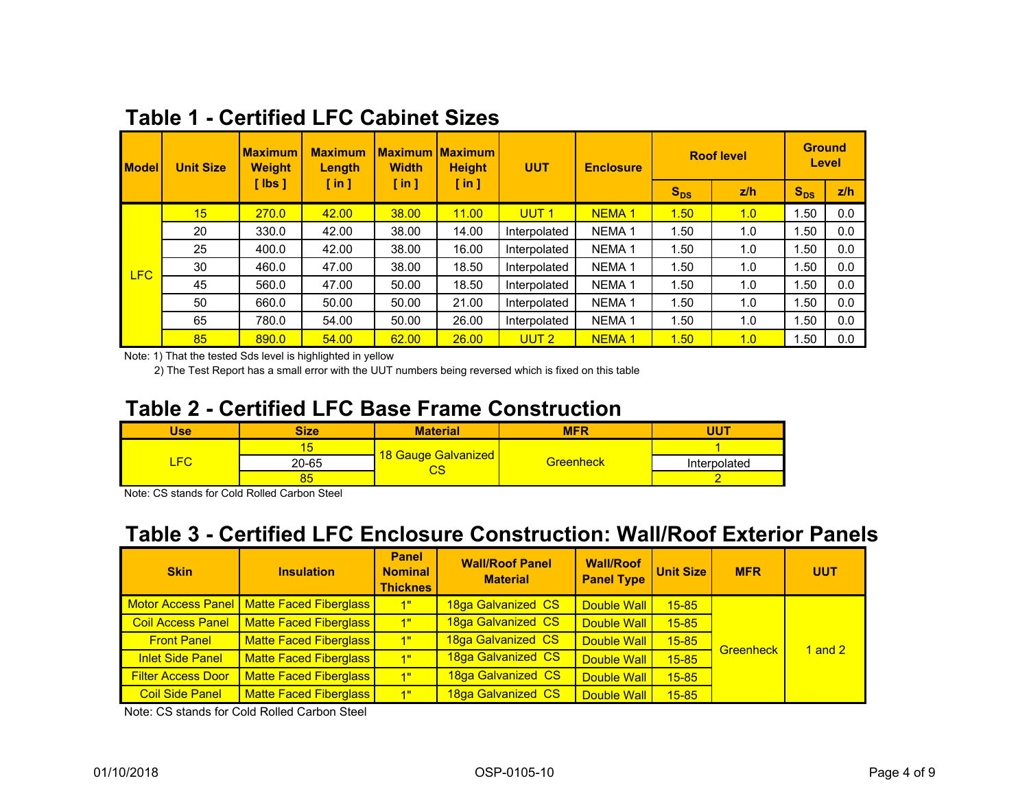## Table 1 - Certified LFC Cabinet Sizes

| Model | Unit Size | Maximum Weight [ lbs ] | Maximum Length [ in ] | Maximum Width [ in ] | Maximum Height [ in ] | UUT | Enclosure | Roof level | | Ground Level | |
|---|---|---|---|---|---|---|---|---|---|---|---|
| | | | | | | | | $S_{DS}$ | z/h | $S_{DS}$ | z/h |
| LFC | 15 | 270.0 | 42.00 | 38.00 | 11.00 | UUT 1 | NEMA 1 | 1.50 | 1.0 | 1.50 | 0.0 |
| | 20 | 330.0 | 42.00 | 38.00 | 14.00 | Interpolated | NEMA 1 | 1.50 | 1.0 | 1.50 | 0.0 |
| | 25 | 400.0 | 42.00 | 38.00 | 16.00 | Interpolated | NEMA 1 | 1.50 | 1.0 | 1.50 | 0.0 |
| | 30 | 460.0 | 47.00 | 38.00 | 18.50 | Interpolated | NEMA 1 | 1.50 | 1.0 | 1.50 | 0.0 |
| | 45 | 560.0 | 47.00 | 50.00 | 18.50 | Interpolated | NEMA 1 | 1.50 | 1.0 | 1.50 | 0.0 |
| | 50 | 660.0 | 50.00 | 50.00 | 21.00 | Interpolated | NEMA 1 | 1.50 | 1.0 | 1.50 | 0.0 |
| | 65 | 780.0 | 54.00 | 50.00 | 26.00 | Interpolated | NEMA 1 | 1.50 | 1.0 | 1.50 | 0.0 |
| | 85 | 890.0 | 54.00 | 62.00 | 26.00 | UUT 2 | NEMA 1 | 1.50 | 1.0 | 1.50 | 0.0 |

Note: 1) That the tested Sds level is highlighted in yellow

2) The Test Report has a small error with the UUT numbers being reversed which is fixed on this table

## Table 2 - Certified LFC Base Frame Construction

| Use | Size | Material | MFR | UUT |
|---|---|---|---|---|
| LFC | 15 | 18 Gauge Galvanized CS | Greenheck | 1 |
| | 20-65 | | | Interpolated |
| | 85 | | | 2 |

Note: CS stands for Cold Rolled Carbon Steel

## Table 3 - Certified LFC Enclosure Construction: Wall/Roof Exterior Panels

| Skin | Insulation | Panel Nominal Thicknes | Wall/Roof Panel Material | Wall/Roof Panel Type | Unit Size | MFR | UUT |
|---|---|---|---|---|---|---|---|
| Motor Access Panel | Matte Faced Fiberglass | 1" | 18ga Galvanized CS | Double Wall | 15-85 | Greenheck | 1 and 2 |
| Coil Access Panel | Matte Faced Fiberglass | 1" | 18ga Galvanized CS | Double Wall | 15-85 | | |
| Front Panel | Matte Faced Fiberglass | 1" | 18ga Galvanized CS | Double Wall | 15-85 | | |
| Inlet Side Panel | Matte Faced Fiberglass | 1" | 18ga Galvanized CS | Double Wall | 15-85 | | |
| Filter Access Door | Matte Faced Fiberglass | 1" | 18ga Galvanized CS | Double Wall | 15-85 | | |
| Coil Side Panel | Matte Faced Fiberglass | 1" | 18ga Galvanized CS | Double Wall | 15-85 | | |

Note: CS stands for Cold Rolled Carbon Steel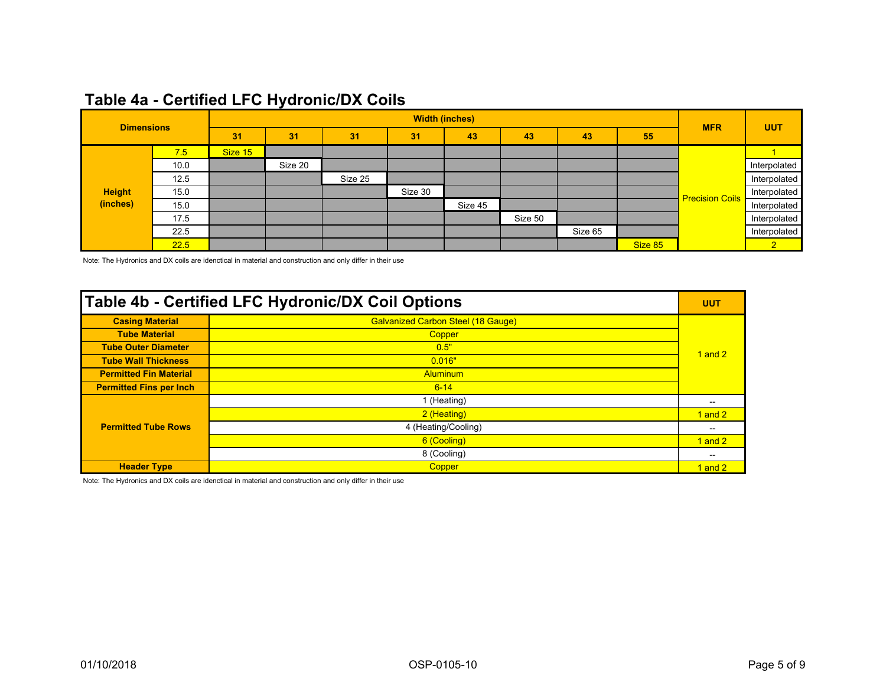## Table 4a - Certified LFC Hydronic/DX Coils

| Dimensions | | Width (inches) | | | | | | | | MFR | UUT |
|---|---|---|---|---|---|---|---|---|---|---|---|
| | | 31 | 31 | 31 | 31 | 43 | 43 | 43 | 55 | | |
| Height (inches) | 7.5 | Size 15 | | | | | | | | Precision Coils | 1 |
| | 10.0 | | Size 20 | | | | | | | | Interpolated |
| | 12.5 | | | Size 25 | | | | | | | Interpolated |
| | 15.0 | | | | Size 30 | | | | | | Interpolated |
| | 15.0 | | | | | Size 45 | | | | | Interpolated |
| | 17.5 | | | | | | Size 50 | | | | Interpolated |
| | 22.5 | | | | | | | Size 65 | | | Interpolated |
| | 22.5 | | | | | | | | Size 85 | | 2 |

Note: The Hydronics and DX coils are idenctical in material and construction and only differ in their use

## Table 4b - Certified LFC Hydronic/DX Coil Options

| | | UUT |
|---|---|---|
| Casing Material | Galvanized Carbon Steel (18 Gauge) | 1 and 2 |
| Tube Material | Copper | |
| Tube Outer Diameter | 0.5" | |
| Tube Wall Thickness | 0.016" | |
| Permitted Fin Material | Aluminum | |
| Permitted Fins per Inch | 6-14 | |
| Permitted Tube Rows | 1 (Heating) | -- |
| | 2 (Heating) | 1 and 2 |
| | 4 (Heating/Cooling) | -- |
| | 6 (Cooling) | 1 and 2 |
| | 8 (Cooling) | -- |
| Header Type | Copper | 1 and 2 |

Note: The Hydronics and DX coils are idenctical in material and construction and only differ in their use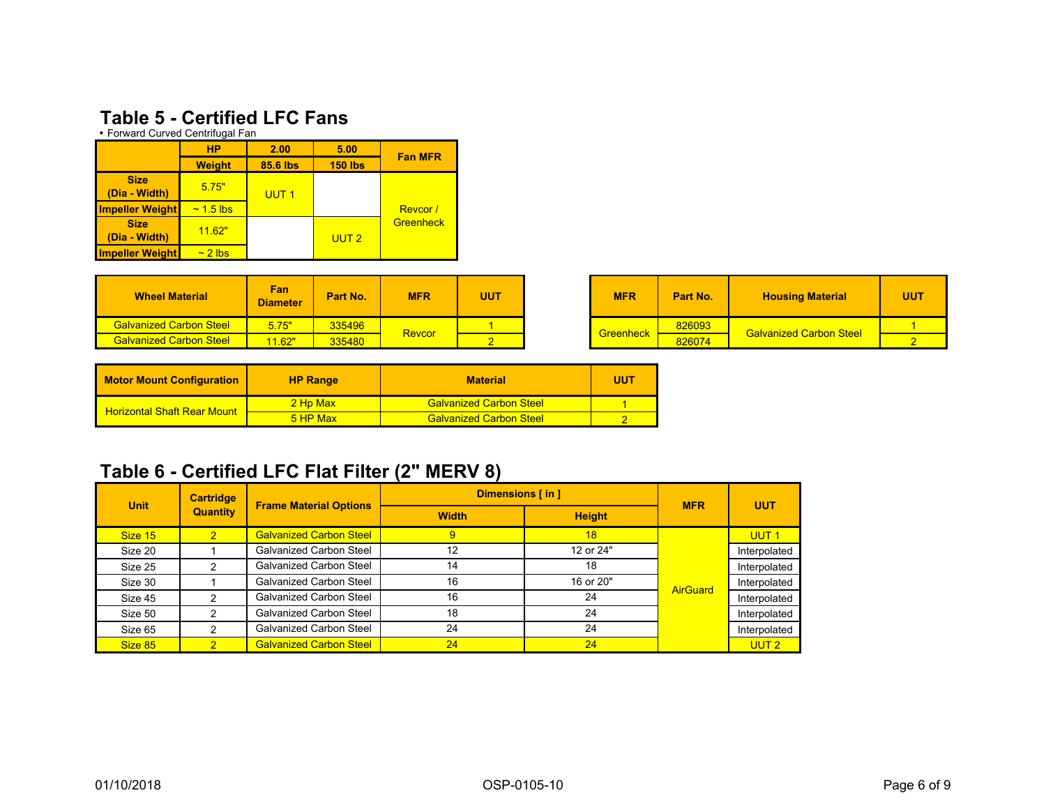## Table 5 - Certified LFC Fans

- Forward Curved Centrifugal Fan

| | HP | 2.00 | 5.00 | Fan MFR |
|---|---|---|---|---|
| | Weight | 85.6 lbs | 150 lbs | |
| Size (Dia - Width) | 5.75" | UUT 1 | | Revcor / Greenheck |
| Impeller Weight | ~ 1.5 lbs | | | |
| Size (Dia - Width) | 11.62" | | UUT 2 | |
| Impeller Weight | ~ 2 lbs | | | |

| Wheel Material | Fan Diameter | Part No. | MFR | UUT |
|---|---|---|---|---|
| Galvanized Carbon Steel | 5.75" | 335496 | Revcor | 1 |
| Galvanized Carbon Steel | 11.62" | 335480 | | 2 |

| MFR | Part No. | Housing Material | UUT |
|---|---|---|---|
| Greenheck | 826093 | Galvanized Carbon Steel | 1 |
| | 826074 | | 2 |

| Motor Mount Configuration | HP Range | Material | UUT |
|---|---|---|---|
| Horizontal Shaft Rear Mount | 2 Hp Max | Galvanized Carbon Steel | 1 |
| | 5 HP Max | Galvanized Carbon Steel | 2 |

## Table 6 - Certified LFC Flat Filter (2" MERV 8)

| Unit | Cartridge Quantity | Frame Material Options | Dimensions [ in ] | | MFR | UUT |
|---|---|---|---|---|---|---|
| | | | Width | Height | | |
| Size 15 | 2 | Galvanized Carbon Steel | 9 | 18 | AirGuard | UUT 1 |
| Size 20 | 1 | Galvanized Carbon Steel | 12 | 12 or 24" | | Interpolated |
| Size 25 | 2 | Galvanized Carbon Steel | 14 | 18 | | Interpolated |
| Size 30 | 1 | Galvanized Carbon Steel | 16 | 16 or 20" | | Interpolated |
| Size 45 | 2 | Galvanized Carbon Steel | 16 | 24 | | Interpolated |
| Size 50 | 2 | Galvanized Carbon Steel | 18 | 24 | | Interpolated |
| Size 65 | 2 | Galvanized Carbon Steel | 24 | 24 | | Interpolated |
| Size 85 | 2 | Galvanized Carbon Steel | 24 | 24 | | UUT 2 |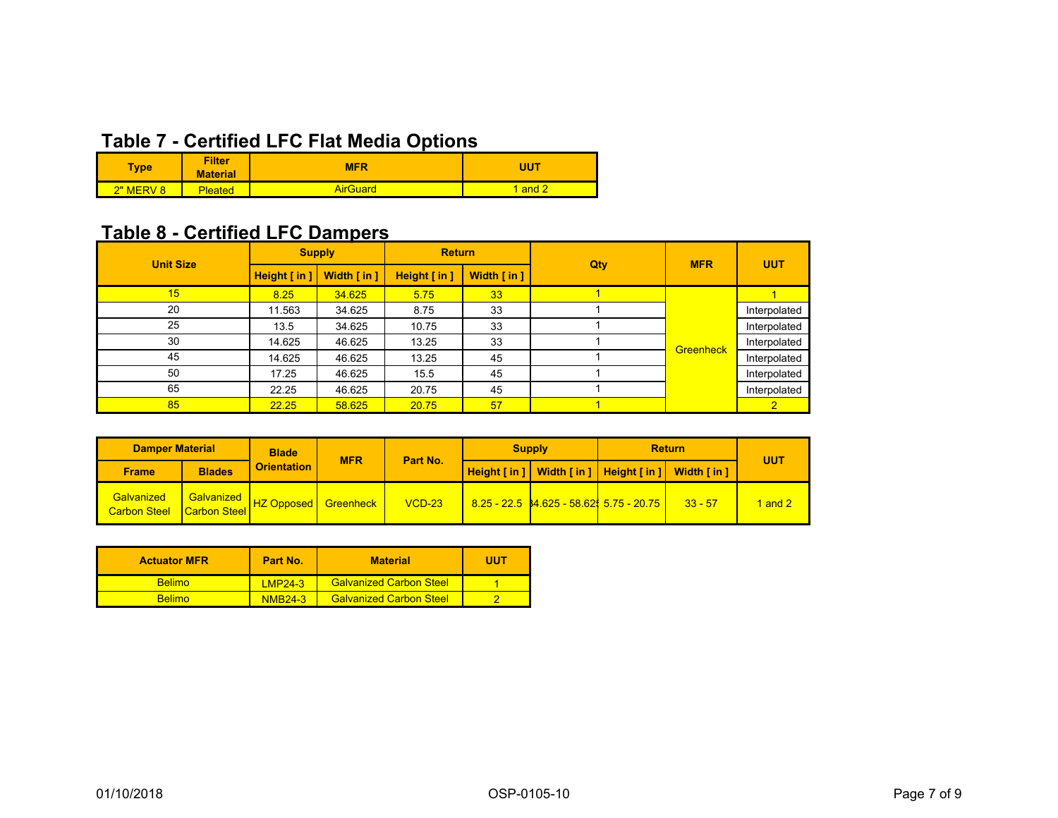## Table 7 - Certified LFC Flat Media Options

| Type | Filter Material | MFR | UUT |
|---|---|---|---|
| 2" MERV 8 | Pleated | AirGuard | 1 and 2 |

## Table 8 - Certified LFC Dampers

| Unit Size | Supply | | Return | | Qty | MFR | UUT |
|---|---|---|---|---|---|---|---|
| | Height [ in ] | Width [ in ] | Height [ in ] | Width [ in ] | | | |
| 15 | 8.25 | 34.625 | 5.75 | 33 | 1 | Greenheck | 1 |
| 20 | 11.563 | 34.625 | 8.75 | 33 | 1 | Greenheck | Interpolated |
| 25 | 13.5 | 34.625 | 10.75 | 33 | 1 | Greenheck | Interpolated |
| 30 | 14.625 | 46.625 | 13.25 | 33 | 1 | Greenheck | Interpolated |
| 45 | 14.625 | 46.625 | 13.25 | 45 | 1 | Greenheck | Interpolated |
| 50 | 17.25 | 46.625 | 15.5 | 45 | 1 | Greenheck | Interpolated |
| 65 | 22.25 | 46.625 | 20.75 | 45 | 1 | Greenheck | Interpolated |
| 85 | 22.25 | 58.625 | 20.75 | 57 | 1 | Greenheck | 2 |

| Damper Material | | Blade Orientation | MFR | Part No. | Supply | | Return | | UUT |
|---|---|---|---|---|---|---|---|---|---|
| Frame | Blades | | | | Height [ in ] | Width [ in ] | Height [ in ] | Width [ in ] | |
| Galvanized Carbon Steel | Galvanized Carbon Steel | HZ Opposed | Greenheck | VCD-23 | 8.25 - 22.5 | 34.625 - 58.625 | 5.75 - 20.75 | 33 - 57 | 1 and 2 |

| Actuator MFR | Part No. | Material | UUT |
|---|---|---|---|
| Belimo | LMP24-3 | Galvanized Carbon Steel | 1 |
| Belimo | NMB24-3 | Galvanized Carbon Steel | 2 |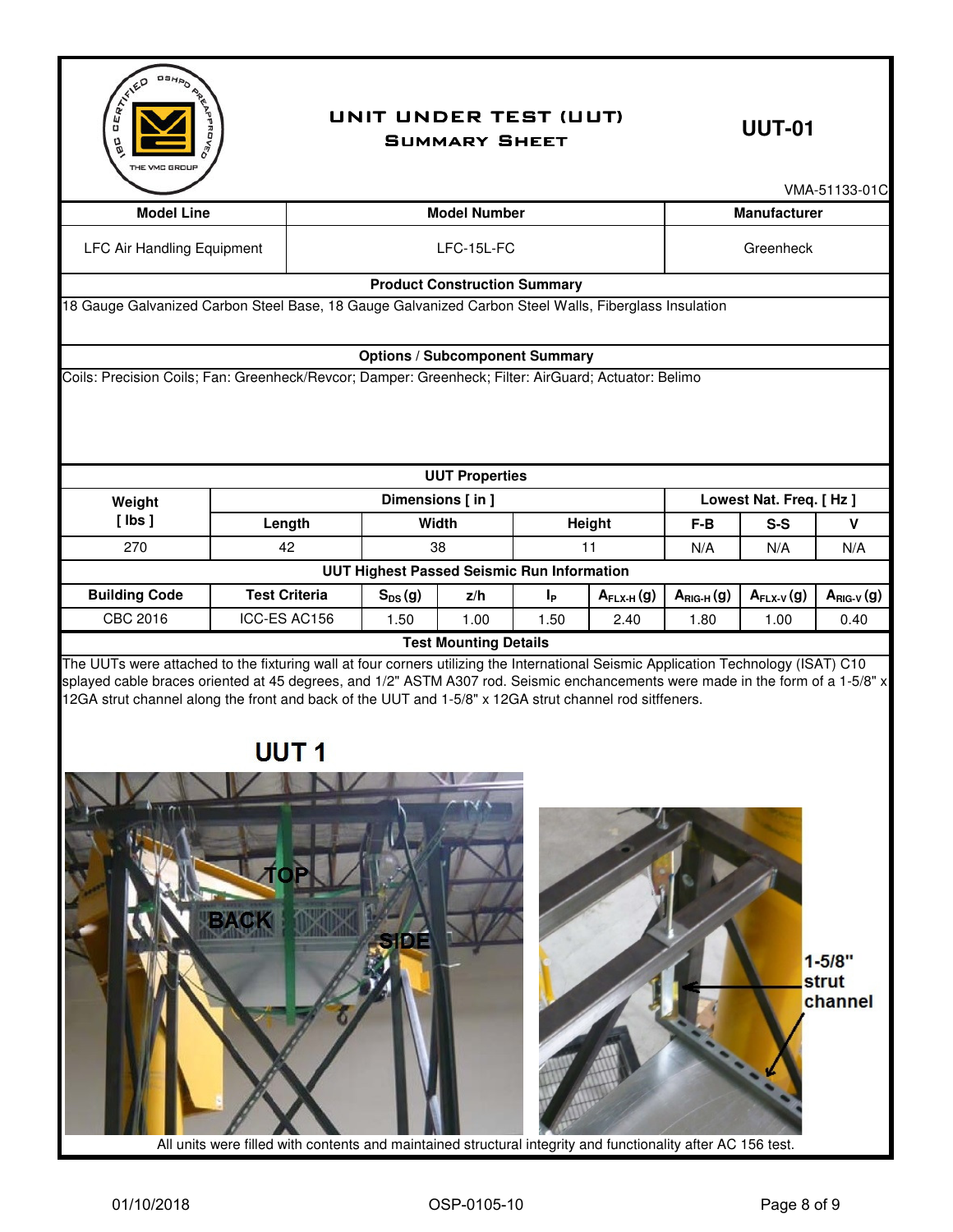# UNIT UNDER TEST (UUT) SUMMARY SHEET

## UUT-01

VMA-51133-01C

| Model Line | Model Number | Manufacturer |
|---|---|---|
| LFC Air Handling Equipment | LFC-15L-FC | Greenheck |

**Product Construction Summary**

18 Gauge Galvanized Carbon Steel Base, 18 Gauge Galvanized Carbon Steel Walls, Fiberglass Insulation

**Options / Subcomponent Summary**

Coils: Precision Coils; Fan: Greenheck/Revcor; Damper: Greenheck; Filter: AirGuard; Actuator: Belimo

**UUT Properties**

| Weight [ lbs ] | Dimensions [ in ] | | | Lowest Nat. Freq. [ Hz ] | | |
|---|---|---|---|---|---|---|
| | Length | Width | Height | F-B | S-S | V |
| 270 | 42 | 38 | 11 | N/A | N/A | N/A |

**UUT Highest Passed Seismic Run Information**

| Building Code | Test Criteria | $S_{DS}$ (g) | z/h | $I_P$ | $A_{FLX-H}$ (g) | $A_{RIG-H}$ (g) | $A_{FLX-V}$ (g) | $A_{RIG-V}$ (g) |
|---|---|---|---|---|---|---|---|---|
| CBC 2016 | ICC-ES AC156 | 1.50 | 1.00 | 1.50 | 2.40 | 1.80 | 1.00 | 0.40 |

**Test Mounting Details**

The UUTs were attached to the fixturing wall at four corners utilizing the International Seismic Application Technology (ISAT) C10 splayed cable braces oriented at 45 degrees, and 1/2" ASTM A307 rod. Seismic enchancements were made in the form of a 1-5/8" x 12GA strut channel along the front and back of the UUT and 1-5/8" x 12GA strut channel rod sitffeners.

UUT 1

All units were filled with contents and maintained structural integrity and functionality after AC 156 test.

01/10/2018 OSP-0105-10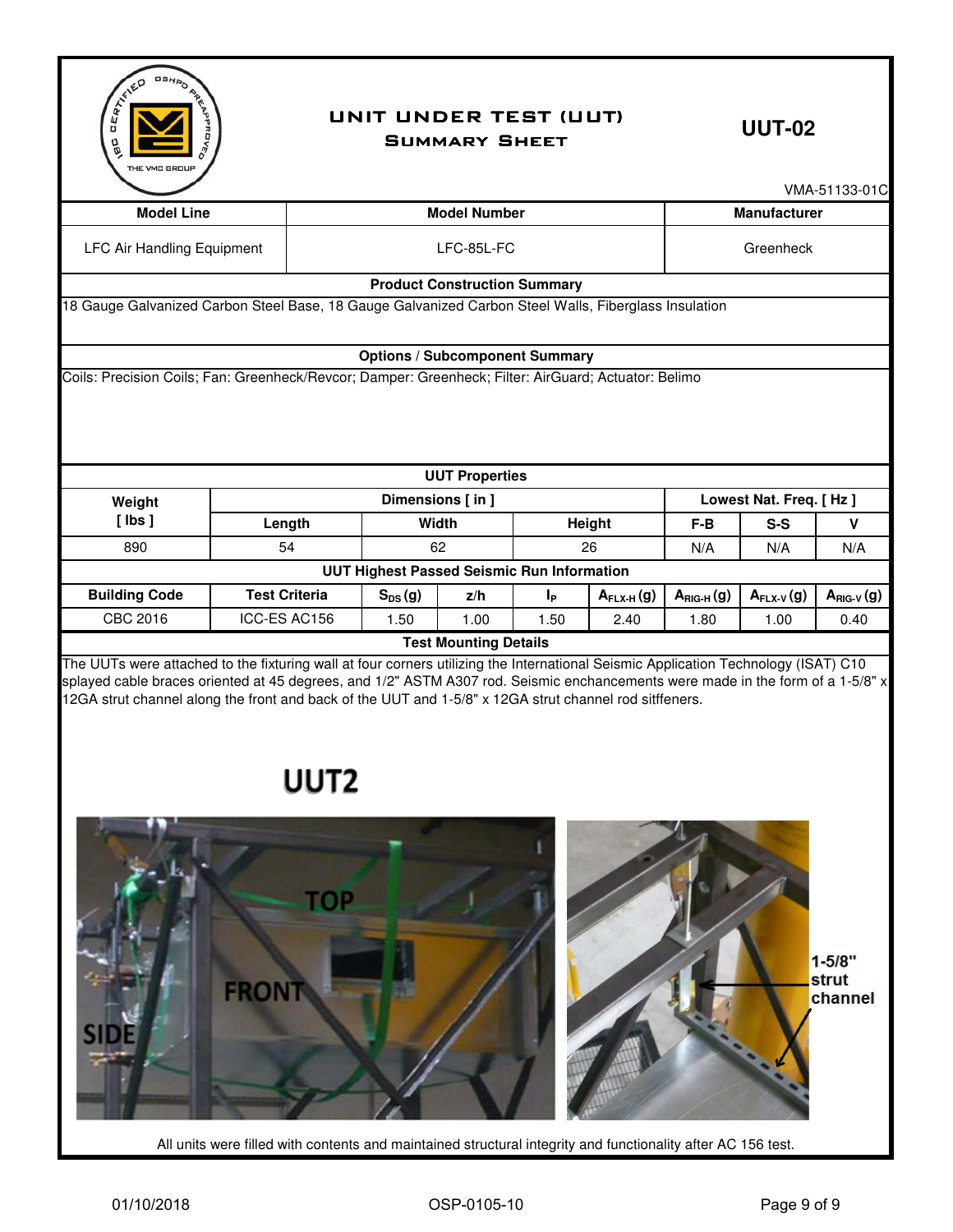# UNIT UNDER TEST (UUT) Summary Sheet

## UUT-02

VMA-51133-01C

| Model Line | Model Number | Manufacturer |
|---|---|---|
| LFC Air Handling Equipment | LFC-85L-FC | Greenheck |

**Product Construction Summary**

18 Gauge Galvanized Carbon Steel Base, 18 Gauge Galvanized Carbon Steel Walls, Fiberglass Insulation

**Options / Subcomponent Summary**

Coils: Precision Coils; Fan: Greenheck/Revcor; Damper: Greenheck; Filter: AirGuard; Actuator: Belimo

**UUT Properties**

| Weight [ lbs ] | Dimensions [ in ] | | | Lowest Nat. Freq. [ Hz ] | | |
|---|---|---|---|---|---|---|
| | Length | Width | Height | F-B | S-S | V |
| 890 | 54 | 62 | 26 | N/A | N/A | N/A |

**UUT Highest Passed Seismic Run Information**

| Building Code | Test Criteria | $S_{DS}$ (g) | z/h | $I_P$ | $A_{FLX-H}$ (g) | $A_{RIG-H}$ (g) | $A_{FLX-V}$ (g) | $A_{RIG-V}$ (g) |
|---|---|---|---|---|---|---|---|---|
| CBC 2016 | ICC-ES AC156 | 1.50 | 1.00 | 1.50 | 2.40 | 1.80 | 1.00 | 0.40 |

**Test Mounting Details**

The UUTs were attached to the fixturing wall at four corners utilizing the International Seismic Application Technology (ISAT) C10 splayed cable braces oriented at 45 degrees, and 1/2" ASTM A307 rod. Seismic enchancements were made in the form of a 1-5/8" x 12GA strut channel along the front and back of the UUT and 1-5/8" x 12GA strut channel rod sitffeners.

UUT2

TOP

FRONT

SIDE

1-5/8" strut channel

All units were filled with contents and maintained structural integrity and functionality after AC 156 test.

01/10/2018

OSP-0105-10